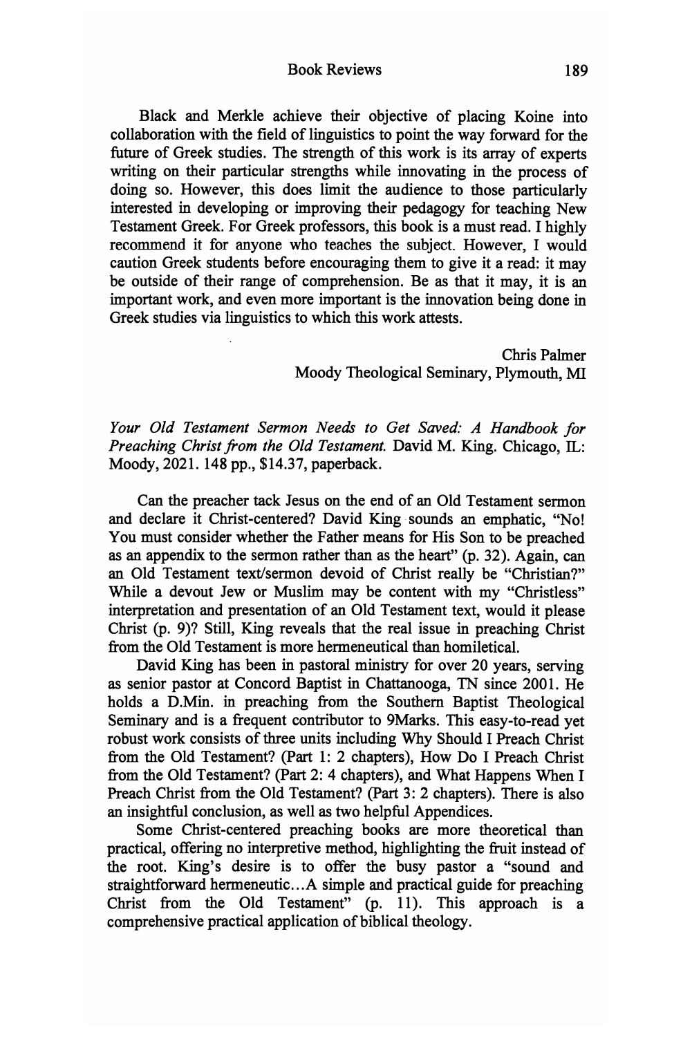Black and Merkle achieve their objective of placing Koine into collaboration with the field of linguistics to point the way forward for the future of Greek studies. The strength of this work is its array of experts writing on their particular strengths while innovating in the process of doing so. However, this does limit the audience to those particularly interested in developing or improving their pedagogy for teaching New Testament Greek. For Greek professors, this book is a must read. I highly recommend it for anyone who teaches the subject. However, I would caution Greek students before encouraging them to give it a read: it may be outside of their range of comprehension. Be as that it may, it is an important work, and even more important is the innovation being done in Greek studies via linguistics to which this work attests.

Chris Palmer
Moody Theological Seminary, Plymouth, MI

*Your Old Testament Sermon Needs to Get Saved: A Handbook for Preaching Christ from the Old Testament.* David M. King. Chicago, IL: Moody, 2021. 148 pp., $14.37, paperback.

Can the preacher tack Jesus on the end of an Old Testament sermon and declare it Christ-centered? David King sounds an emphatic, "No! You must consider whether the Father means for His Son to be preached as an appendix to the sermon rather than as the heart" (p. 32). Again, can an Old Testament text/sermon devoid of Christ really be "Christian?" While a devout Jew or Muslim may be content with my "Christless" interpretation and presentation of an Old Testament text, would it please Christ (p. 9)? Still, King reveals that the real issue in preaching Christ from the Old Testament is more hermeneutical than homiletical.

David King has been in pastoral ministry for over 20 years, serving as senior pastor at Concord Baptist in Chattanooga, TN since 2001. He holds a D.Min. in preaching from the Southern Baptist Theological Seminary and is a frequent contributor to 9Marks. This easy-to-read yet robust work consists of three units including Why Should I Preach Christ from the Old Testament? (Part 1: 2 chapters), How Do I Preach Christ from the Old Testament? (Part 2: 4 chapters), and What Happens When I Preach Christ from the Old Testament? (Part 3: 2 chapters). There is also an insightful conclusion, as well as two helpful Appendices.

Some Christ-centered preaching books are more theoretical than practical, offering no interpretive method, highlighting the fruit instead of the root. King's desire is to offer the busy pastor a "sound and straightforward hermeneutic…A simple and practical guide for preaching Christ from the Old Testament" (p. 11). This approach is a comprehensive practical application of biblical theology.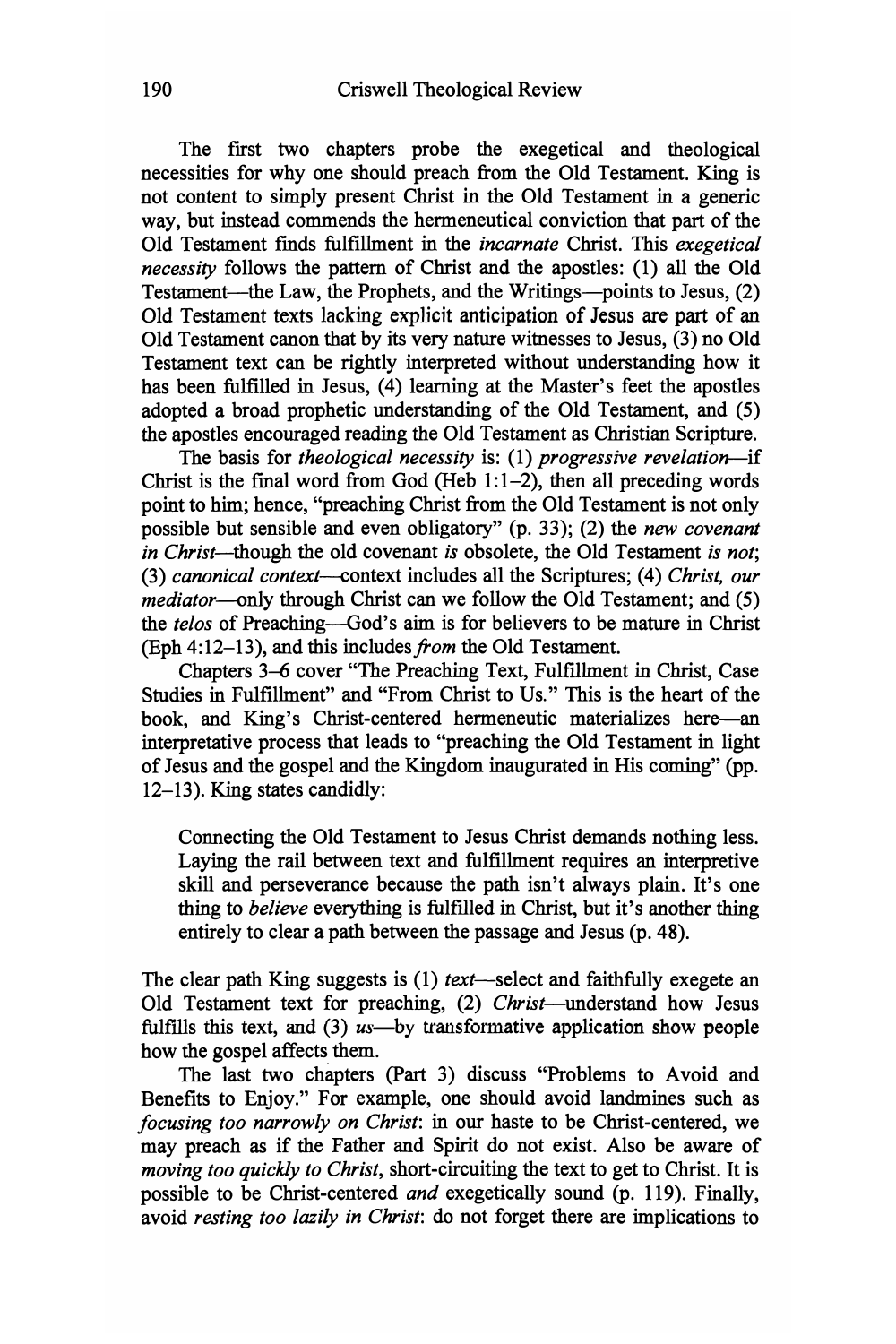The first two chapters probe the exegetical and theological necessities for why one should preach from the Old Testament. King is not content to simply present Christ in the Old Testament in a generic way, but instead commends the hermeneutical conviction that part of the Old Testament finds fulfillment in the *incarnate* Christ. This *exegetical necessity* follows the pattern of Christ and the apostles: (1) all the Old Testament—the Law, the Prophets, and the Writings—points to Jesus, (2) Old Testament texts lacking explicit anticipation of Jesus are part of an Old Testament canon that by its very nature witnesses to Jesus, (3) no Old Testament text can be rightly interpreted without understanding how it has been fulfilled in Jesus, (4) learning at the Master's feet the apostles adopted a broad prophetic understanding of the Old Testament, and (5) the apostles encouraged reading the Old Testament as Christian Scripture.

The basis for *theological necessity* is: (1) *progressive revelation*—if Christ is the final word from God (Heb 1:1–2), then all preceding words point to him; hence, "preaching Christ from the Old Testament is not only possible but sensible and even obligatory" (p. 33); (2) the *new covenant in Christ*—though the old covenant *is* obsolete, the Old Testament *is not*; (3) *canonical context*—context includes all the Scriptures; (4) *Christ, our mediator*—only through Christ can we follow the Old Testament; and (5) the *telos* of Preaching—God's aim is for believers to be mature in Christ (Eph 4:12–13), and this includes *from* the Old Testament.

Chapters 3–6 cover "The Preaching Text, Fulfillment in Christ, Case Studies in Fulfillment" and "From Christ to Us." This is the heart of the book, and King's Christ-centered hermeneutic materializes here—an interpretative process that leads to "preaching the Old Testament in light of Jesus and the gospel and the Kingdom inaugurated in His coming" (pp. 12–13). King states candidly:

> Connecting the Old Testament to Jesus Christ demands nothing less. Laying the rail between text and fulfillment requires an interpretive skill and perseverance because the path isn't always plain. It's one thing to *believe* everything is fulfilled in Christ, but it's another thing entirely to clear a path between the passage and Jesus (p. 48).

The clear path King suggests is (1) *text*—select and faithfully exegete an Old Testament text for preaching, (2) *Christ*—understand how Jesus fulfills this text, and (3) *us*—by transformative application show people how the gospel affects them.

The last two chapters (Part 3) discuss "Problems to Avoid and Benefits to Enjoy." For example, one should avoid landmines such as *focusing too narrowly on Christ*: in our haste to be Christ-centered, we may preach as if the Father and Spirit do not exist. Also be aware of *moving too quickly to Christ*, short-circuiting the text to get to Christ. It is possible to be Christ-centered *and* exegetically sound (p. 119). Finally, avoid *resting too lazily in Christ*: do not forget there are implications to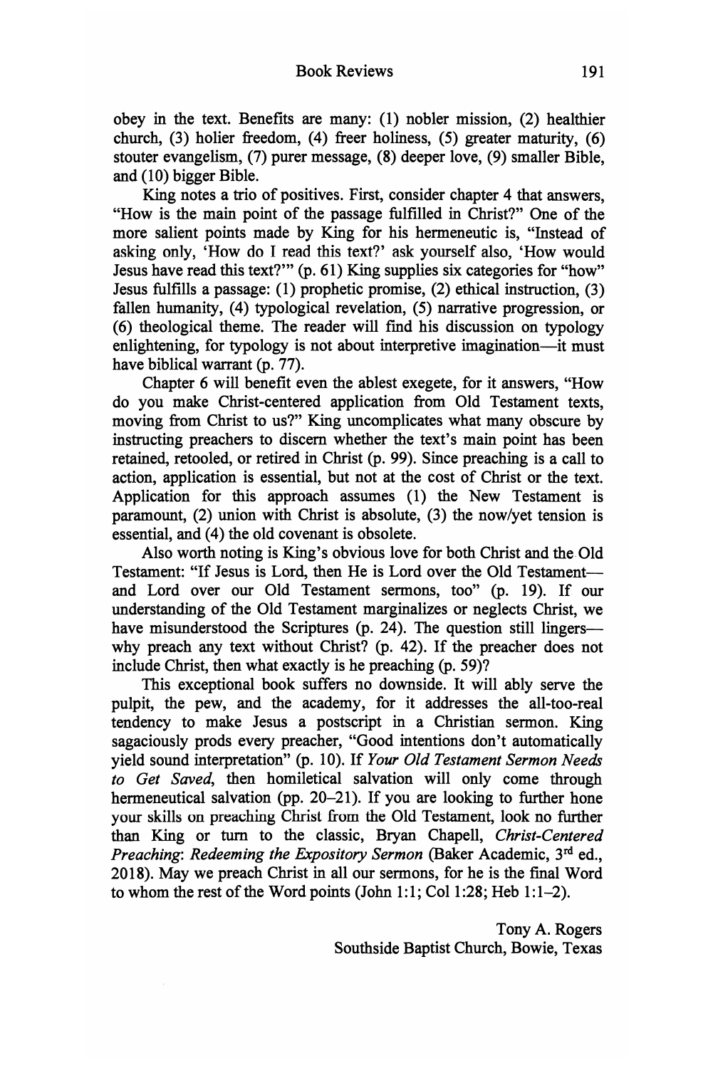obey in the text. Benefits are many: (1) nobler mission, (2) healthier church, (3) holier freedom, (4) freer holiness, (5) greater maturity, (6) stouter evangelism, (7) purer message, (8) deeper love, (9) smaller Bible, and (10) bigger Bible.

King notes a trio of positives. First, consider chapter 4 that answers, "How is the main point of the passage fulfilled in Christ?" One of the more salient points made by King for his hermeneutic is, "Instead of asking only, 'How do I read this text?' ask yourself also, 'How would Jesus have read this text?'" (p. 61) King supplies six categories for "how" Jesus fulfills a passage: (1) prophetic promise, (2) ethical instruction, (3) fallen humanity, (4) typological revelation, (5) narrative progression, or (6) theological theme. The reader will find his discussion on typology enlightening, for typology is not about interpretive imagination—it must have biblical warrant (p. 77).

Chapter 6 will benefit even the ablest exegete, for it answers, "How do you make Christ-centered application from Old Testament texts, moving from Christ to us?" King uncomplicates what many obscure by instructing preachers to discern whether the text's main point has been retained, retooled, or retired in Christ (p. 99). Since preaching is a call to action, application is essential, but not at the cost of Christ or the text. Application for this approach assumes (1) the New Testament is paramount, (2) union with Christ is absolute, (3) the now/yet tension is essential, and (4) the old covenant is obsolete.

Also worth noting is King's obvious love for both Christ and the Old Testament: "If Jesus is Lord, then He is Lord over the Old Testament—and Lord over our Old Testament sermons, too" (p. 19). If our understanding of the Old Testament marginalizes or neglects Christ, we have misunderstood the Scriptures (p. 24). The question still lingers—why preach any text without Christ? (p. 42). If the preacher does not include Christ, then what exactly is he preaching (p. 59)?

This exceptional book suffers no downside. It will ably serve the pulpit, the pew, and the academy, for it addresses the all-too-real tendency to make Jesus a postscript in a Christian sermon. King sagaciously prods every preacher, "Good intentions don't automatically yield sound interpretation" (p. 10). If *Your Old Testament Sermon Needs to Get Saved*, then homiletical salvation will only come through hermeneutical salvation (pp. 20–21). If you are looking to further hone your skills on preaching Christ from the Old Testament, look no further than King or turn to the classic, Bryan Chapell, *Christ-Centered Preaching: Redeeming the Expository Sermon* (Baker Academic, 3rd ed., 2018). May we preach Christ in all our sermons, for he is the final Word to whom the rest of the Word points (John 1:1; Col 1:28; Heb 1:1–2).

Tony A. Rogers
Southside Baptist Church, Bowie, Texas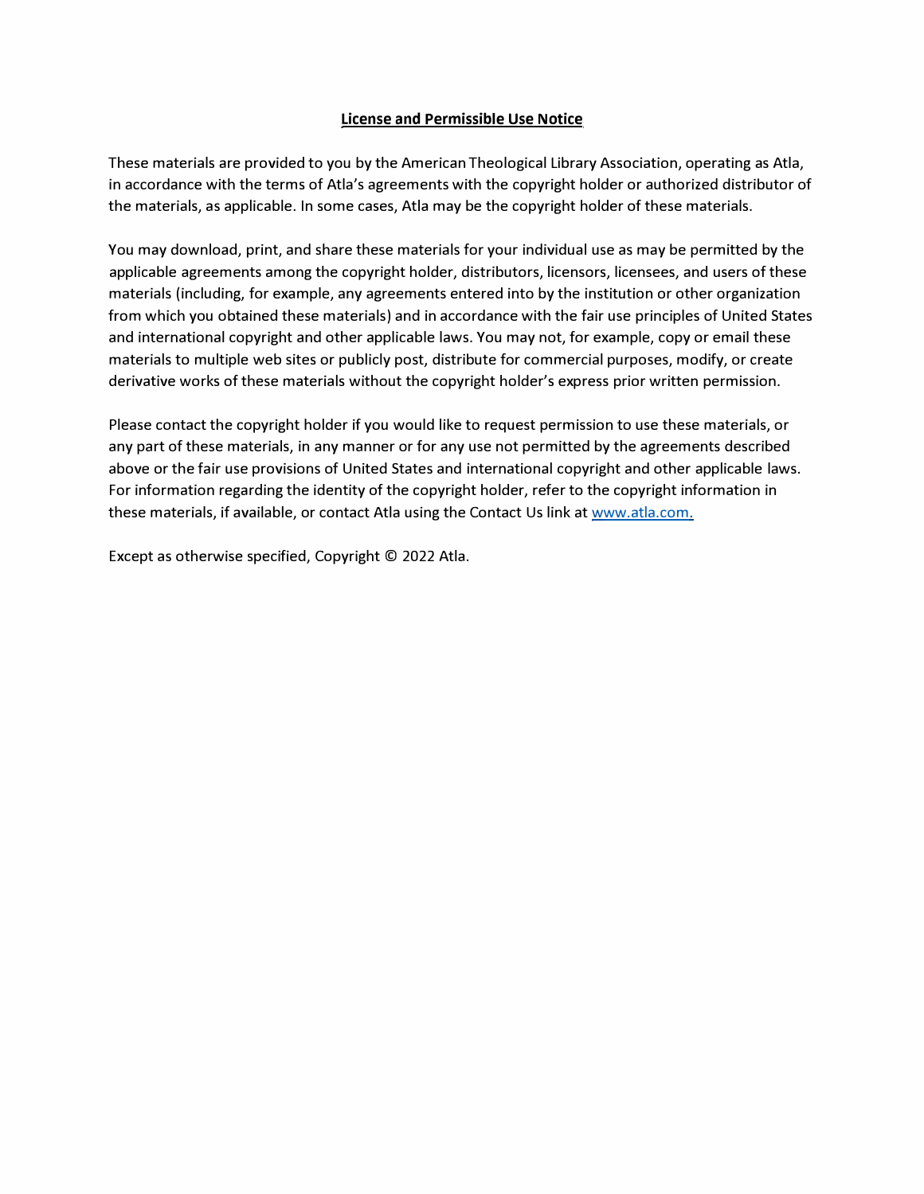**License and Permissible Use Notice**

These materials are provided to you by the American Theological Library Association, operating as Atla, in accordance with the terms of Atla's agreements with the copyright holder or authorized distributor of the materials, as applicable. In some cases, Atla may be the copyright holder of these materials.

You may download, print, and share these materials for your individual use as may be permitted by the applicable agreements among the copyright holder, distributors, licensors, licensees, and users of these materials (including, for example, any agreements entered into by the institution or other organization from which you obtained these materials) and in accordance with the fair use principles of United States and international copyright and other applicable laws. You may not, for example, copy or email these materials to multiple web sites or publicly post, distribute for commercial purposes, modify, or create derivative works of these materials without the copyright holder's express prior written permission.

Please contact the copyright holder if you would like to request permission to use these materials, or any part of these materials, in any manner or for any use not permitted by the agreements described above or the fair use provisions of United States and international copyright and other applicable laws. For information regarding the identity of the copyright holder, refer to the copyright information in these materials, if available, or contact Atla using the Contact Us link at [www.atla.com.](http://www.atla.com)

Except as otherwise specified, Copyright © 2022 Atla.